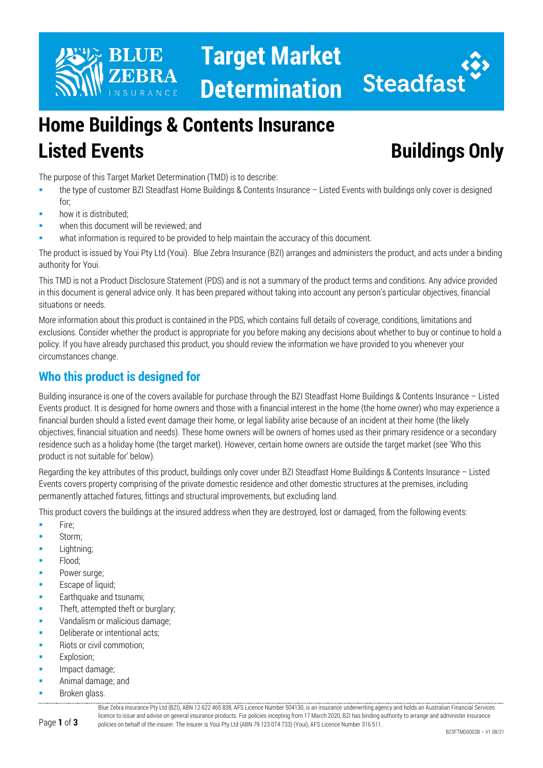# Target Market Determination

# Home Buildings & Contents Insurance Listed Events

## Buildings Only

The purpose of this Target Market Determination (TMD) is to describe:

- the type of customer BZI Steadfast Home Buildings & Contents Insurance – Listed Events with buildings only cover is designed for;
- how it is distributed;
- when this document will be reviewed; and
- what information is required to be provided to help maintain the accuracy of this document.

The product is issued by Youi Pty Ltd (Youi). Blue Zebra Insurance (BZI) arranges and administers the product, and acts under a binding authority for Youi.

This TMD is not a Product Disclosure Statement (PDS) and is not a summary of the product terms and conditions. Any advice provided in this document is general advice only. It has been prepared without taking into account any person's particular objectives, financial situations or needs.

More information about this product is contained in the PDS, which contains full details of coverage, conditions, limitations and exclusions. Consider whether the product is appropriate for you before making any decisions about whether to buy or continue to hold a policy. If you have already purchased this product, you should review the information we have provided to you whenever your circumstances change.

## Who this product is designed for

Building insurance is one of the covers available for purchase through the BZI Steadfast Home Buildings & Contents Insurance – Listed Events product. It is designed for home owners and those with a financial interest in the home (the home owner) who may experience a financial burden should a listed event damage their home, or legal liability arise because of an incident at their home (the likely objectives, financial situation and needs). These home owners will be owners of homes used as their primary residence or a secondary residence such as a holiday home (the target market). However, certain home owners are outside the target market (see 'Who this product is not suitable for' below).

Regarding the key attributes of this product, buildings only cover under BZI Steadfast Home Buildings & Contents Insurance – Listed Events covers property comprising of the private domestic residence and other domestic structures at the premises, including permanently attached fixtures, fittings and structural improvements, but excluding land.

This product covers the buildings at the insured address when they are destroyed, lost or damaged, from the following events:

- Fire;
- Storm;
- Lightning;
- Flood;
- Power surge;
- Escape of liquid;
- Earthquake and tsunami;
- Theft, attempted theft or burglary;
- Vandalism or malicious damage;
- Deliberate or intentional acts;
- Riots or civil commotion;
- Explosion;
- Impact damage;
- Animal damage; and
- Broken glass.

Blue Zebra Insurance Pty Ltd (BZI), ABN 12 622 465 838, AFS Licence Number 504130, is an insurance underwriting agency and holds an Australian Financial Services licence to issue and advise on general insurance products. For policies incepting from 17 March 2020, BZI has binding authority to arrange and administer insurance policies on behalf of the insurer. The insurer is Youi Pty Ltd (ABN 79 123 074 733) (Youi), AFS Licence Number 316 511.

BZSFTMD0002B – V1 08/21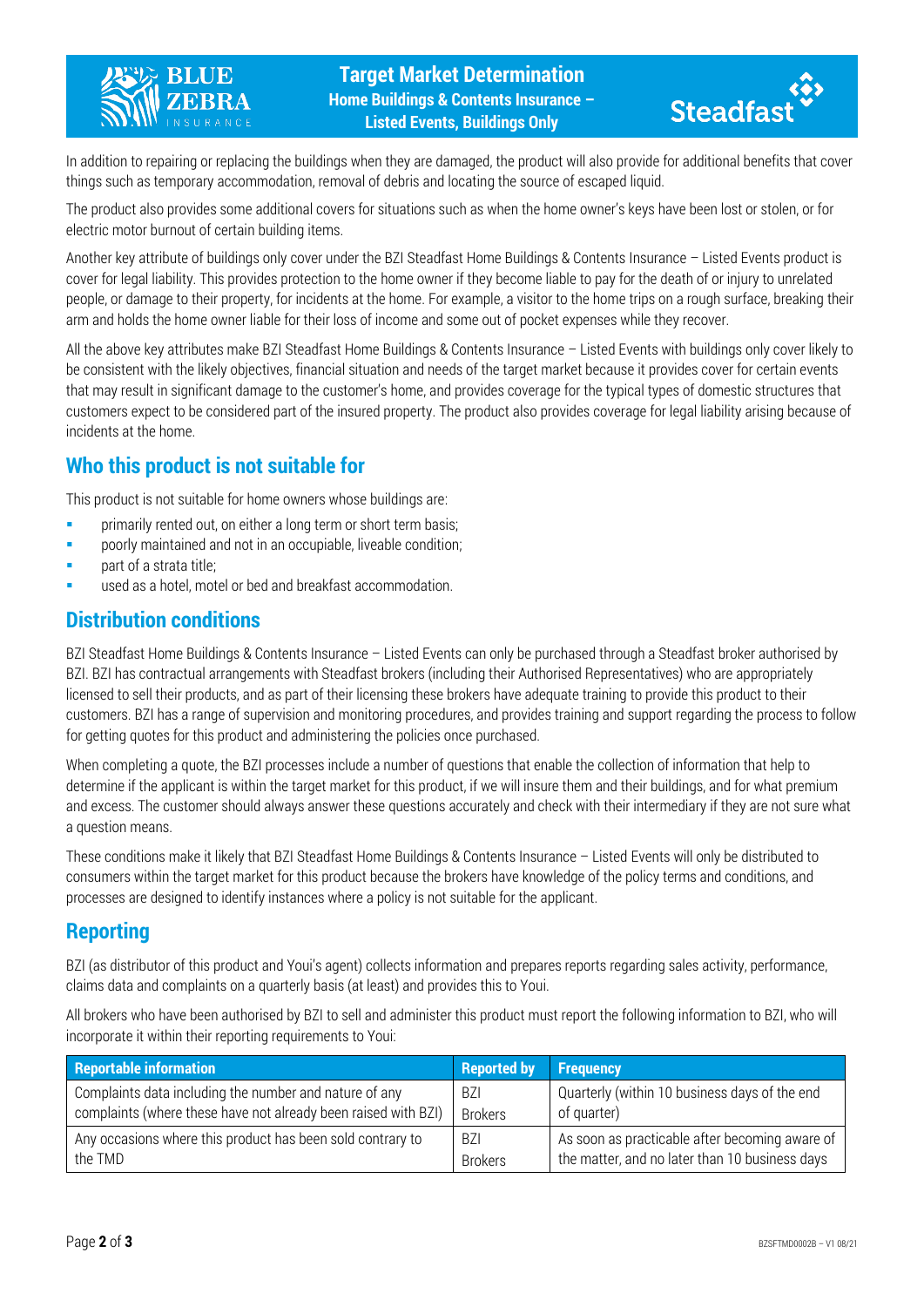In addition to repairing or replacing the buildings when they are damaged, the product will also provide for additional benefits that cover things such as temporary accommodation, removal of debris and locating the source of escaped liquid.

The product also provides some additional covers for situations such as when the home owner's keys have been lost or stolen, or for electric motor burnout of certain building items.

Another key attribute of buildings only cover under the BZI Steadfast Home Buildings & Contents Insurance – Listed Events product is cover for legal liability. This provides protection to the home owner if they become liable to pay for the death of or injury to unrelated people, or damage to their property, for incidents at the home. For example, a visitor to the home trips on a rough surface, breaking their arm and holds the home owner liable for their loss of income and some out of pocket expenses while they recover.

All the above key attributes make BZI Steadfast Home Buildings & Contents Insurance – Listed Events with buildings only cover likely to be consistent with the likely objectives, financial situation and needs of the target market because it provides cover for certain events that may result in significant damage to the customer's home, and provides coverage for the typical types of domestic structures that customers expect to be considered part of the insured property. The product also provides coverage for legal liability arising because of incidents at the home.

## Who this product is not suitable for

This product is not suitable for home owners whose buildings are:

- primarily rented out, on either a long term or short term basis;
- poorly maintained and not in an occupiable, liveable condition;
- part of a strata title;
- used as a hotel, motel or bed and breakfast accommodation.

## Distribution conditions

BZI Steadfast Home Buildings & Contents Insurance – Listed Events can only be purchased through a Steadfast broker authorised by BZI. BZI has contractual arrangements with Steadfast brokers (including their Authorised Representatives) who are appropriately licensed to sell their products, and as part of their licensing these brokers have adequate training to provide this product to their customers. BZI has a range of supervision and monitoring procedures, and provides training and support regarding the process to follow for getting quotes for this product and administering the policies once purchased.

When completing a quote, the BZI processes include a number of questions that enable the collection of information that help to determine if the applicant is within the target market for this product, if we will insure them and their buildings, and for what premium and excess. The customer should always answer these questions accurately and check with their intermediary if they are not sure what a question means.

These conditions make it likely that BZI Steadfast Home Buildings & Contents Insurance – Listed Events will only be distributed to consumers within the target market for this product because the brokers have knowledge of the policy terms and conditions, and processes are designed to identify instances where a policy is not suitable for the applicant.

## Reporting

BZI (as distributor of this product and Youi's agent) collects information and prepares reports regarding sales activity, performance, claims data and complaints on a quarterly basis (at least) and provides this to Youi.

All brokers who have been authorised by BZI to sell and administer this product must report the following information to BZI, who will incorporate it within their reporting requirements to Youi:

| Reportable information | Reported by | Frequency |
|---|---|---|
| Complaints data including the number and nature of any complaints (where these have not already been raised with BZI) | BZI Brokers | Quarterly (within 10 business days of the end of quarter) |
| Any occasions where this product has been sold contrary to the TMD | BZI Brokers | As soon as practicable after becoming aware of the matter, and no later than 10 business days |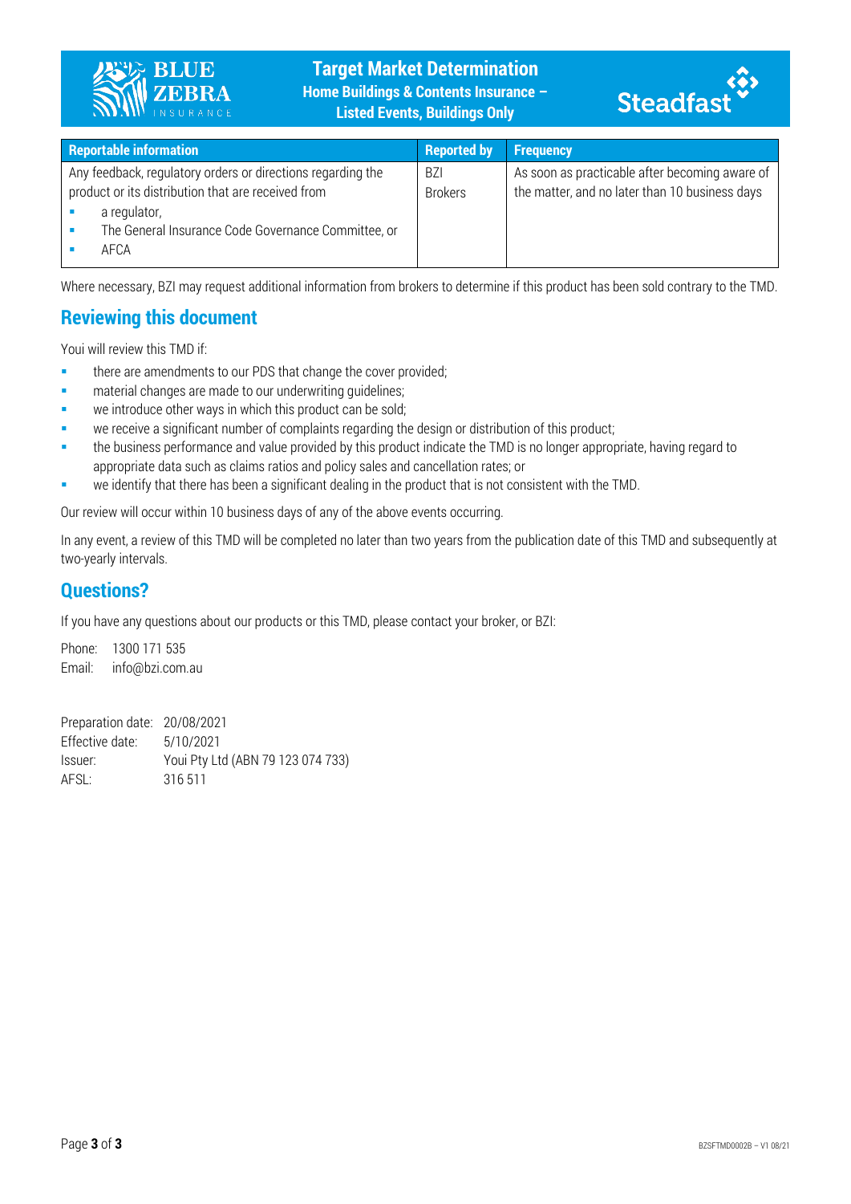| Reportable information | Reported by | Frequency |
|---|---|---|
| Any feedback, regulatory orders or directions regarding the product or its distribution that are received from<br>▪ a regulator,<br>▪ The General Insurance Code Governance Committee, or<br>▪ AFCA | BZI<br>Brokers | As soon as practicable after becoming aware of the matter, and no later than 10 business days |

Where necessary, BZI may request additional information from brokers to determine if this product has been sold contrary to the TMD.

## Reviewing this document

Youi will review this TMD if:

- there are amendments to our PDS that change the cover provided;
- material changes are made to our underwriting guidelines;
- we introduce other ways in which this product can be sold;
- we receive a significant number of complaints regarding the design or distribution of this product;
- the business performance and value provided by this product indicate the TMD is no longer appropriate, having regard to appropriate data such as claims ratios and policy sales and cancellation rates; or
- we identify that there has been a significant dealing in the product that is not consistent with the TMD.

Our review will occur within 10 business days of any of the above events occurring.

In any event, a review of this TMD will be completed no later than two years from the publication date of this TMD and subsequently at two-yearly intervals.

## Questions?

If you have any questions about our products or this TMD, please contact your broker, or BZI:

Phone: 1300 171 535
Email: info@bzi.com.au

Preparation date: 20/08/2021
Effective date: 5/10/2021
Issuer: Youi Pty Ltd (ABN 79 123 074 733)
AFSL: 316 511

BZSFTMD0002B – V1 08/21